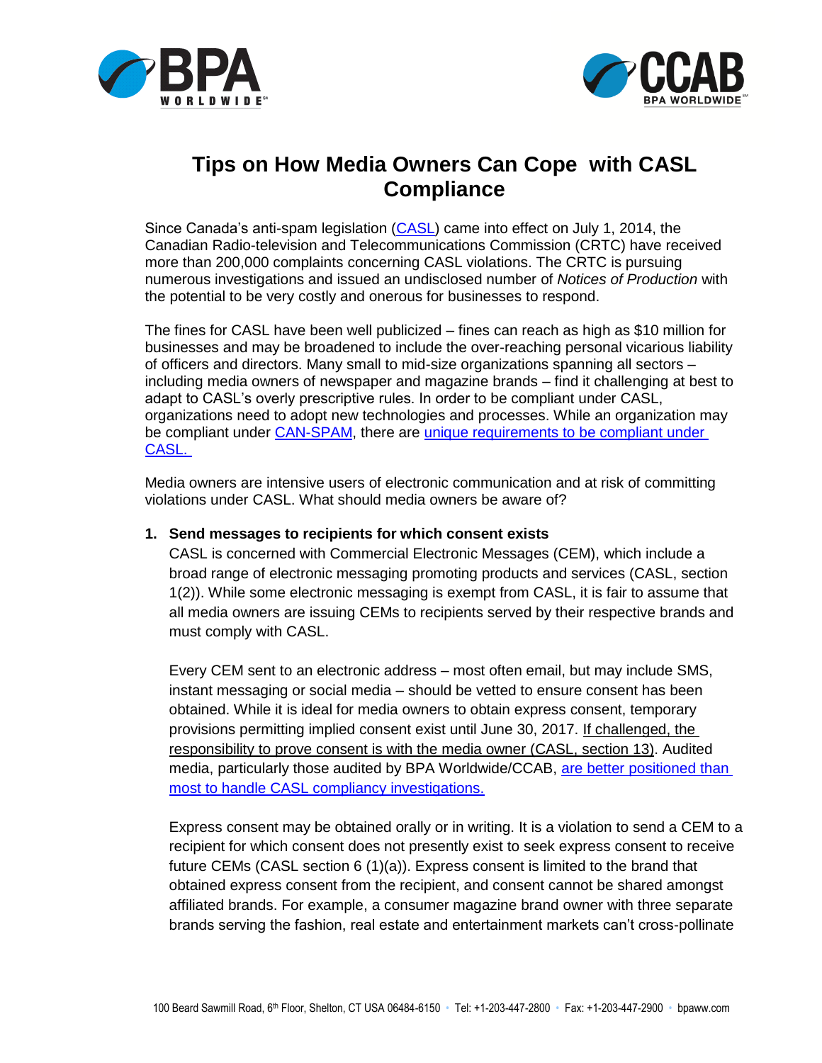# Tips on How Media Owners Can Cope with CASL Compliance

Since Canada's anti-spam legislation (CASL) came into effect on July 1, 2014, the Canadian Radio-television and Telecommunications Commission (CRTC) have received more than 200,000 complaints concerning CASL violations. The CRTC is pursuing numerous investigations and issued an undisclosed number of *Notices of Production* with the potential to be very costly and onerous for businesses to respond.

The fines for CASL have been well publicized – fines can reach as high as $10 million for businesses and may be broadened to include the over-reaching personal vicarious liability of officers and directors. Many small to mid-size organizations spanning all sectors – including media owners of newspaper and magazine brands – find it challenging at best to adapt to CASL's overly prescriptive rules. In order to be compliant under CASL, organizations need to adopt new technologies and processes. While an organization may be compliant under CAN-SPAM, there are unique requirements to be compliant under CASL.

Media owners are intensive users of electronic communication and at risk of committing violations under CASL. What should media owners be aware of?

1. **Send messages to recipients for which consent exists**

   CASL is concerned with Commercial Electronic Messages (CEM), which include a broad range of electronic messaging promoting products and services (CASL, section 1(2)). While some electronic messaging is exempt from CASL, it is fair to assume that all media owners are issuing CEMs to recipients served by their respective brands and must comply with CASL.

   Every CEM sent to an electronic address – most often email, but may include SMS, instant messaging or social media – should be vetted to ensure consent has been obtained. While it is ideal for media owners to obtain express consent, temporary provisions permitting implied consent exist until June 30, 2017. If challenged, the responsibility to prove consent is with the media owner (CASL, section 13). Audited media, particularly those audited by BPA Worldwide/CCAB, are better positioned than most to handle CASL compliancy investigations.

   Express consent may be obtained orally or in writing. It is a violation to send a CEM to a recipient for which consent does not presently exist to seek express consent to receive future CEMs (CASL section 6 (1)(a)). Express consent is limited to the brand that obtained express consent from the recipient, and consent cannot be shared amongst affiliated brands. For example, a consumer magazine brand owner with three separate brands serving the fashion, real estate and entertainment markets can't cross-pollinate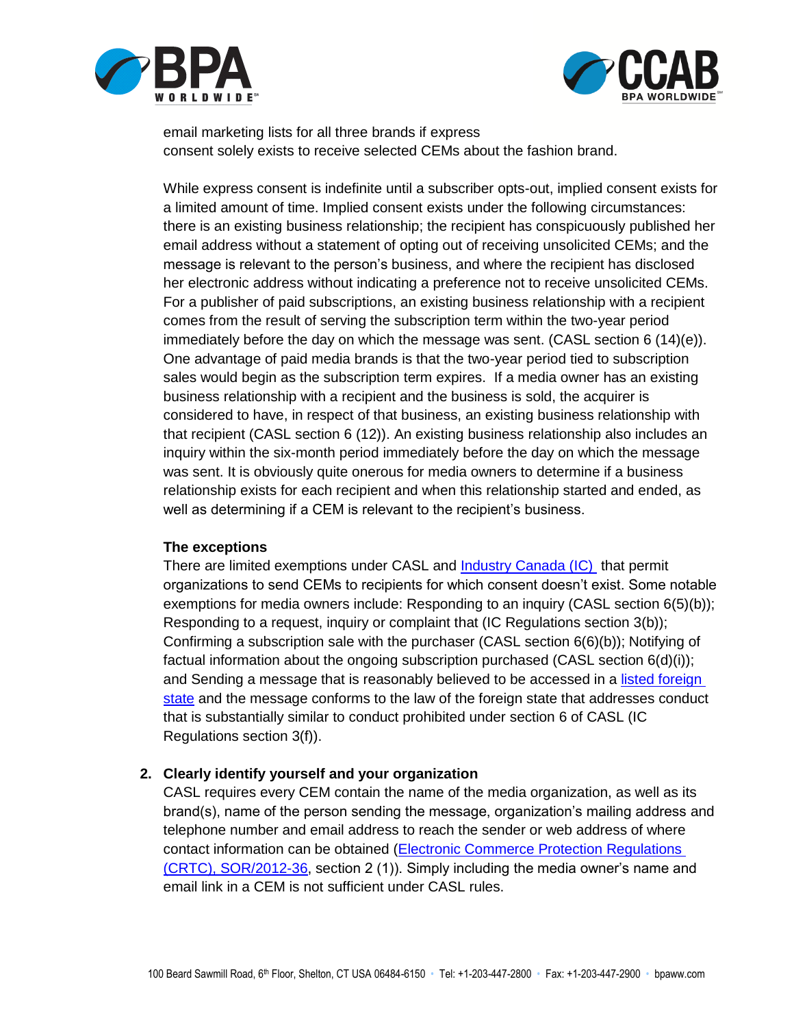email marketing lists for all three brands if express consent solely exists to receive selected CEMs about the fashion brand.

While express consent is indefinite until a subscriber opts-out, implied consent exists for a limited amount of time. Implied consent exists under the following circumstances: there is an existing business relationship; the recipient has conspicuously published her email address without a statement of opting out of receiving unsolicited CEMs; and the message is relevant to the person's business, and where the recipient has disclosed her electronic address without indicating a preference not to receive unsolicited CEMs. For a publisher of paid subscriptions, an existing business relationship with a recipient comes from the result of serving the subscription term within the two-year period immediately before the day on which the message was sent. (CASL section 6 (14)(e)). One advantage of paid media brands is that the two-year period tied to subscription sales would begin as the subscription term expires. If a media owner has an existing business relationship with a recipient and the business is sold, the acquirer is considered to have, in respect of that business, an existing business relationship with that recipient (CASL section 6 (12)). An existing business relationship also includes an inquiry within the six-month period immediately before the day on which the message was sent. It is obviously quite onerous for media owners to determine if a business relationship exists for each recipient and when this relationship started and ended, as well as determining if a CEM is relevant to the recipient's business.

**The exceptions**

There are limited exemptions under CASL and Industry Canada (IC) that permit organizations to send CEMs to recipients for which consent doesn't exist. Some notable exemptions for media owners include: Responding to an inquiry (CASL section 6(5)(b)); Responding to a request, inquiry or complaint that (IC Regulations section 3(b)); Confirming a subscription sale with the purchaser (CASL section 6(6)(b)); Notifying of factual information about the ongoing subscription purchased (CASL section 6(d)(i)); and Sending a message that is reasonably believed to be accessed in a listed foreign state and the message conforms to the law of the foreign state that addresses conduct that is substantially similar to conduct prohibited under section 6 of CASL (IC Regulations section 3(f)).

2. **Clearly identify yourself and your organization**

   CASL requires every CEM contain the name of the media organization, as well as its brand(s), name of the person sending the message, organization's mailing address and telephone number and email address to reach the sender or web address of where contact information can be obtained (Electronic Commerce Protection Regulations (CRTC), SOR/2012-36, section 2 (1)). Simply including the media owner's name and email link in a CEM is not sufficient under CASL rules.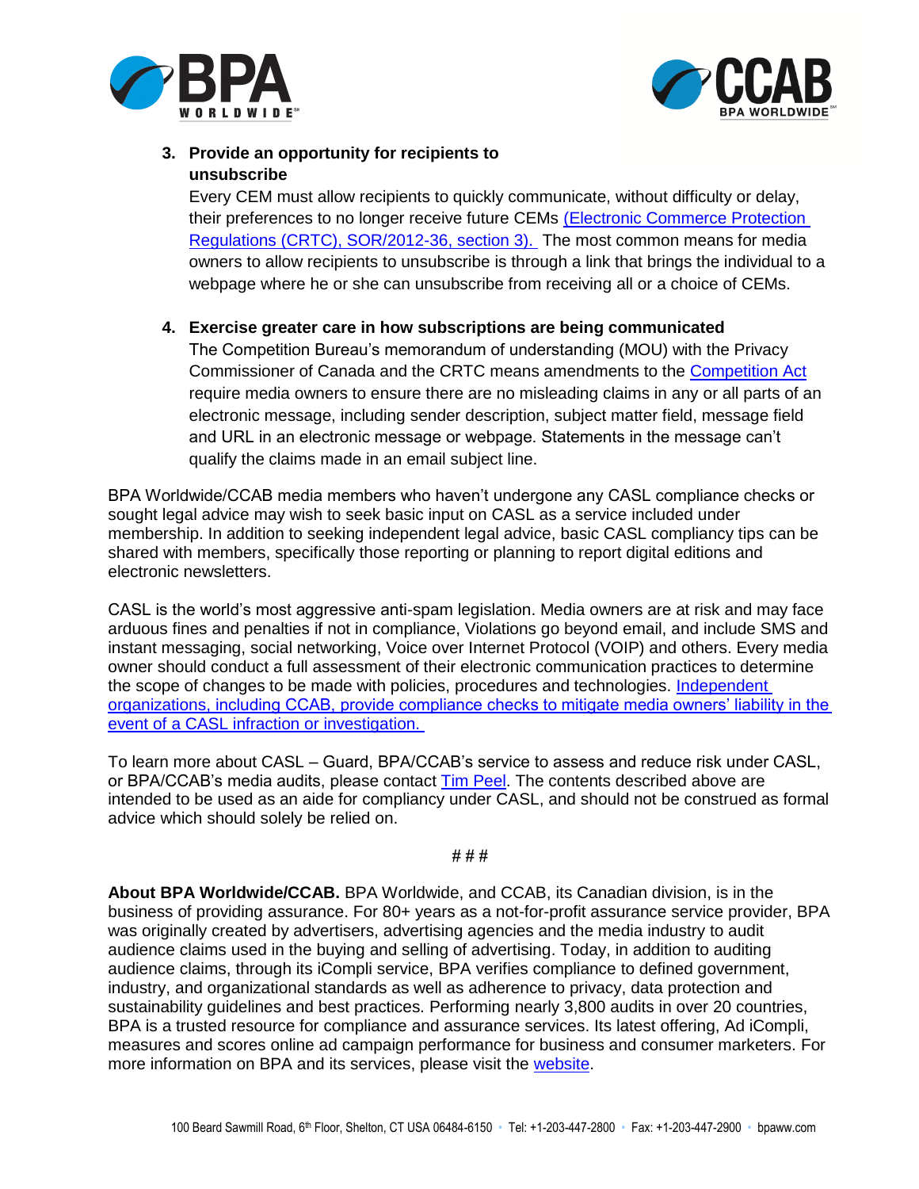3. **Provide an opportunity for recipients to unsubscribe**
   Every CEM must allow recipients to quickly communicate, without difficulty or delay, their preferences to no longer receive future CEMs (Electronic Commerce Protection Regulations (CRTC), SOR/2012-36, section 3). The most common means for media owners to allow recipients to unsubscribe is through a link that brings the individual to a webpage where he or she can unsubscribe from receiving all or a choice of CEMs.

4. **Exercise greater care in how subscriptions are being communicated**
   The Competition Bureau's memorandum of understanding (MOU) with the Privacy Commissioner of Canada and the CRTC means amendments to the Competition Act require media owners to ensure there are no misleading claims in any or all parts of an electronic message, including sender description, subject matter field, message field and URL in an electronic message or webpage. Statements in the message can't qualify the claims made in an email subject line.

BPA Worldwide/CCAB media members who haven't undergone any CASL compliance checks or sought legal advice may wish to seek basic input on CASL as a service included under membership. In addition to seeking independent legal advice, basic CASL compliancy tips can be shared with members, specifically those reporting or planning to report digital editions and electronic newsletters.

CASL is the world's most aggressive anti-spam legislation. Media owners are at risk and may face arduous fines and penalties if not in compliance, Violations go beyond email, and include SMS and instant messaging, social networking, Voice over Internet Protocol (VOIP) and others. Every media owner should conduct a full assessment of their electronic communication practices to determine the scope of changes to be made with policies, procedures and technologies. Independent organizations, including CCAB, provide compliance checks to mitigate media owners' liability in the event of a CASL infraction or investigation.

To learn more about CASL – Guard, BPA/CCAB's service to assess and reduce risk under CASL, or BPA/CCAB's media audits, please contact Tim Peel. The contents described above are intended to be used as an aide for compliancy under CASL, and should not be construed as formal advice which should solely be relied on.

# # #

**About BPA Worldwide/CCAB.** BPA Worldwide, and CCAB, its Canadian division, is in the business of providing assurance. For 80+ years as a not-for-profit assurance service provider, BPA was originally created by advertisers, advertising agencies and the media industry to audit audience claims used in the buying and selling of advertising. Today, in addition to auditing audience claims, through its iCompli service, BPA verifies compliance to defined government, industry, and organizational standards as well as adherence to privacy, data protection and sustainability guidelines and best practices. Performing nearly 3,800 audits in over 20 countries, BPA is a trusted resource for compliance and assurance services. Its latest offering, Ad iCompli, measures and scores online ad campaign performance for business and consumer marketers. For more information on BPA and its services, please visit the website.